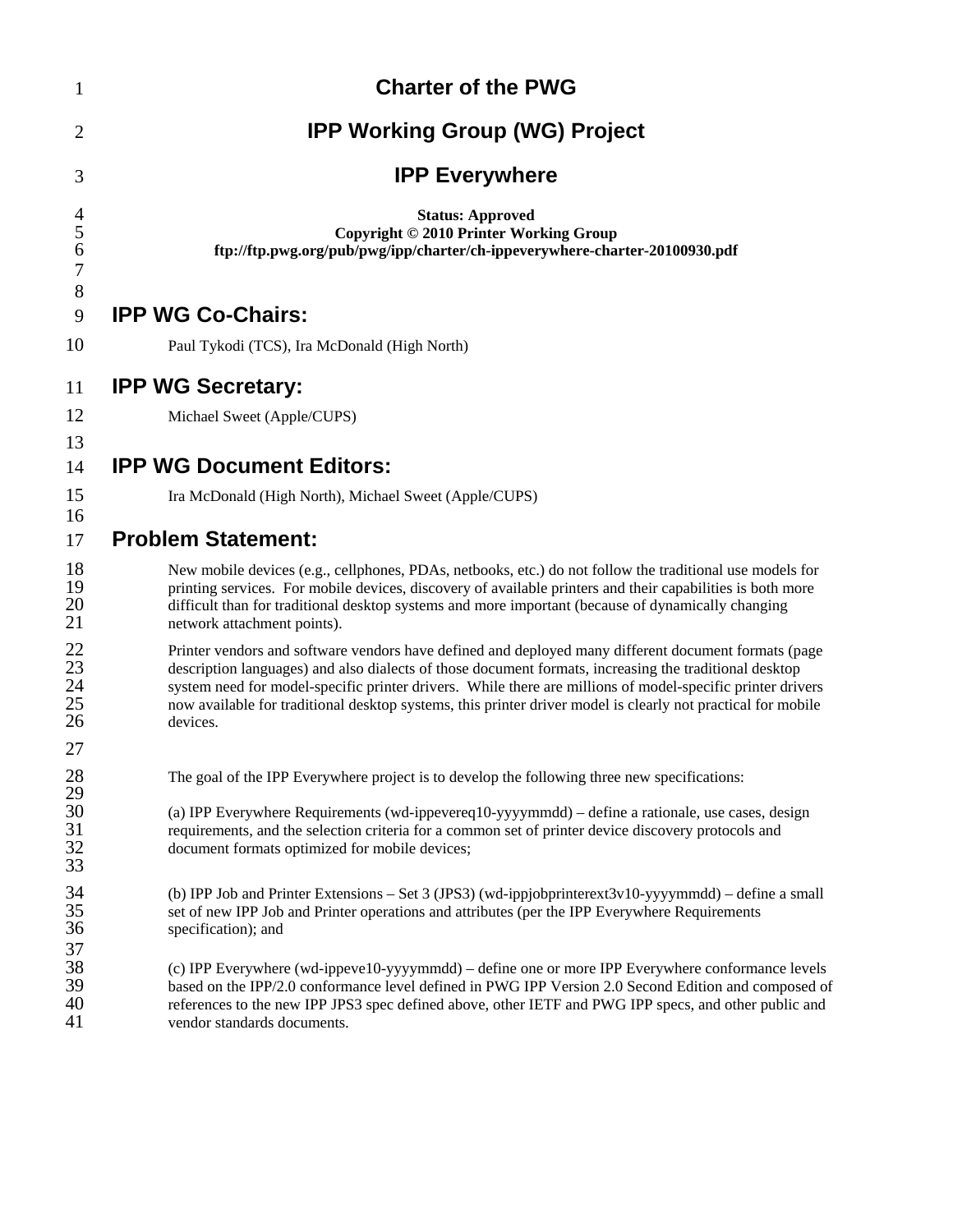# Charter of the PWG

# IPP Working Group (WG) Project

# IPP Everywhere

**Status: Approved**
**Copyright © 2010 Printer Working Group**
**ftp://ftp.pwg.org/pub/pwg/ipp/charter/ch-ippeverywhere-charter-20100930.pdf**

## IPP WG Co-Chairs:

Paul Tykodi (TCS), Ira McDonald (High North)

## IPP WG Secretary:

Michael Sweet (Apple/CUPS)

## IPP WG Document Editors:

Ira McDonald (High North), Michael Sweet (Apple/CUPS)

## Problem Statement:

New mobile devices (e.g., cellphones, PDAs, netbooks, etc.) do not follow the traditional use models for printing services. For mobile devices, discovery of available printers and their capabilities is both more difficult than for traditional desktop systems and more important (because of dynamically changing network attachment points).

Printer vendors and software vendors have defined and deployed many different document formats (page description languages) and also dialects of those document formats, increasing the traditional desktop system need for model-specific printer drivers. While there are millions of model-specific printer drivers now available for traditional desktop systems, this printer driver model is clearly not practical for mobile devices.

The goal of the IPP Everywhere project is to develop the following three new specifications:

(a) IPP Everywhere Requirements (wd-ippevereq10-yyyymmdd) – define a rationale, use cases, design requirements, and the selection criteria for a common set of printer device discovery protocols and document formats optimized for mobile devices;

(b) IPP Job and Printer Extensions – Set 3 (JPS3) (wd-ippjobprinterext3v10-yyyymmdd) – define a small set of new IPP Job and Printer operations and attributes (per the IPP Everywhere Requirements specification); and

(c) IPP Everywhere (wd-ippeve10-yyyymmdd) – define one or more IPP Everywhere conformance levels based on the IPP/2.0 conformance level defined in PWG IPP Version 2.0 Second Edition and composed of references to the new IPP JPS3 spec defined above, other IETF and PWG IPP specs, and other public and vendor standards documents.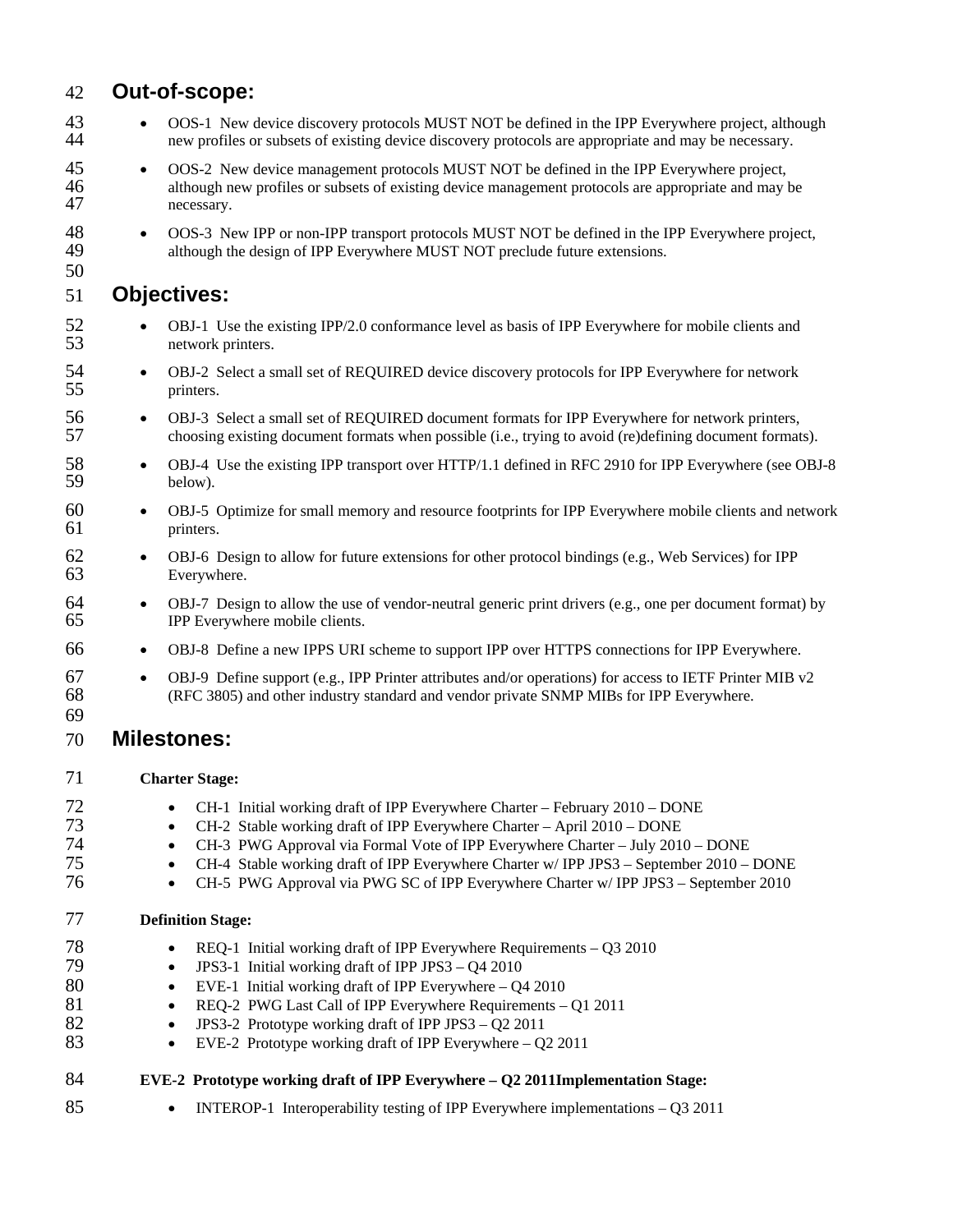## Out-of-scope:

- OOS-1 New device discovery protocols MUST NOT be defined in the IPP Everywhere project, although new profiles or subsets of existing device discovery protocols are appropriate and may be necessary.
- OOS-2 New device management protocols MUST NOT be defined in the IPP Everywhere project, although new profiles or subsets of existing device management protocols are appropriate and may be necessary.
- OOS-3 New IPP or non-IPP transport protocols MUST NOT be defined in the IPP Everywhere project, although the design of IPP Everywhere MUST NOT preclude future extensions.

## Objectives:

- OBJ-1 Use the existing IPP/2.0 conformance level as basis of IPP Everywhere for mobile clients and network printers.
- OBJ-2 Select a small set of REQUIRED device discovery protocols for IPP Everywhere for network printers.
- OBJ-3 Select a small set of REQUIRED document formats for IPP Everywhere for network printers, choosing existing document formats when possible (i.e., trying to avoid (re)defining document formats).
- OBJ-4 Use the existing IPP transport over HTTP/1.1 defined in RFC 2910 for IPP Everywhere (see OBJ-8 below).
- OBJ-5 Optimize for small memory and resource footprints for IPP Everywhere mobile clients and network printers.
- OBJ-6 Design to allow for future extensions for other protocol bindings (e.g., Web Services) for IPP Everywhere.
- OBJ-7 Design to allow the use of vendor-neutral generic print drivers (e.g., one per document format) by IPP Everywhere mobile clients.
- OBJ-8 Define a new IPPS URI scheme to support IPP over HTTPS connections for IPP Everywhere.
- OBJ-9 Define support (e.g., IPP Printer attributes and/or operations) for access to IETF Printer MIB v2 (RFC 3805) and other industry standard and vendor private SNMP MIBs for IPP Everywhere.

## Milestones:

**Charter Stage:**

- CH-1 Initial working draft of IPP Everywhere Charter – February 2010 – DONE
- CH-2 Stable working draft of IPP Everywhere Charter – April 2010 – DONE
- CH-3 PWG Approval via Formal Vote of IPP Everywhere Charter – July 2010 – DONE
- CH-4 Stable working draft of IPP Everywhere Charter w/ IPP JPS3 – September 2010 – DONE
- CH-5 PWG Approval via PWG SC of IPP Everywhere Charter w/ IPP JPS3 – September 2010

**Definition Stage:**

- REQ-1 Initial working draft of IPP Everywhere Requirements – Q3 2010
- JPS3-1 Initial working draft of IPP JPS3 – Q4 2010
- EVE-1 Initial working draft of IPP Everywhere – Q4 2010
- REQ-2 PWG Last Call of IPP Everywhere Requirements – Q1 2011
- JPS3-2 Prototype working draft of IPP JPS3 – Q2 2011
- EVE-2 Prototype working draft of IPP Everywhere – Q2 2011

**EVE-2 Prototype working draft of IPP Everywhere – Q2 2011Implementation Stage:**

- INTEROP-1 Interoperability testing of IPP Everywhere implementations – Q3 2011